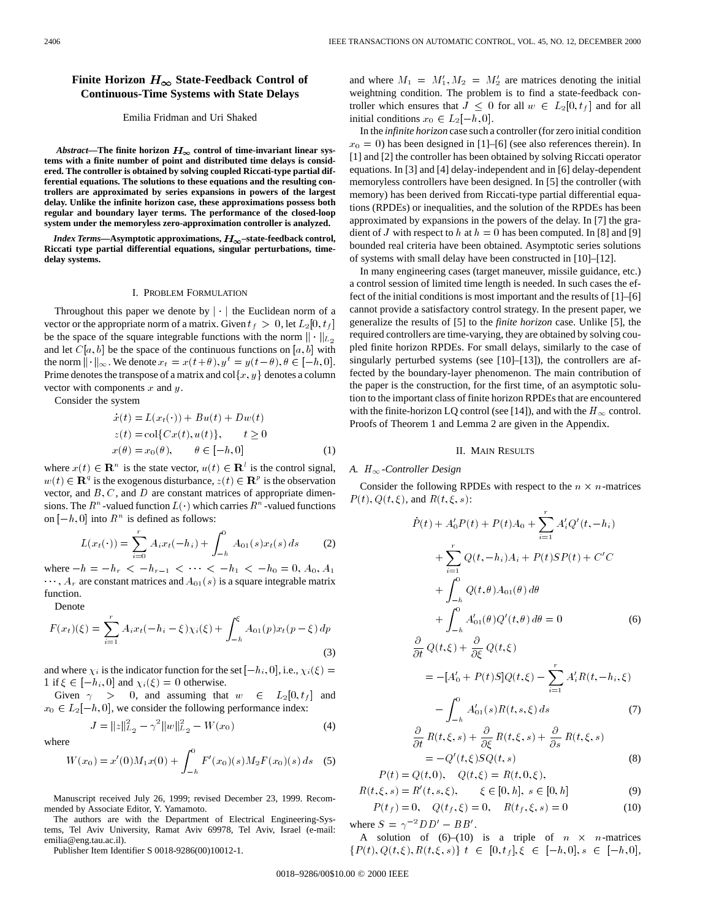# Finite Horizon $H_\infty$ State-Feedback Control of Continuous-Time Systems with State Delays

Emilia Fridman and Uri Shaked

***Abstract*—The finite horizon $H_\infty$ control of time-invariant linear systems with a finite number of point and distributed time delays is considered. The controller is obtained by solving coupled Riccati-type partial differential equations. The solutions to these equations and the resulting controllers are approximated by series expansions in powers of the largest delay. Unlike the infinite horizon case, these approximations possess both regular and boundary layer terms. The performance of the closed-loop system under the memoryless zero-approximation controller is analyzed.**

***Index Terms*—Asymptotic approximations, $H_\infty$–state-feedback control, Riccati type partial differential equations, singular perturbations, time-delay systems.**

## I. Problem Formulation

Throughout this paper we denote by $|\cdot|$ the Euclidean norm of a vector or the appropriate norm of a matrix. Given $t_f > 0$, let $L_2[0, t_f]$ be the space of the square integrable functions with the norm $\|\cdot\|_{L_2}$ and let $C[a, b]$ be the space of the continuous functions on $[a, b]$ with the norm $\|\cdot\|_\infty$. We denote $x_t = x(t+\theta), y^t = y(t-\theta), \theta \in [-h, 0]$. Prime denotes the transpose of a matrix and $\operatorname{col}\{x, y\}$ denotes a column vector with components $x$ and $y$.

Consider the system

$$
\begin{aligned}
\dot{x}(t) &= L(x_t(\cdot)) + Bu(t) + Dw(t) \\
z(t) &= \operatorname{col}\{Cx(t), u(t)\}, \qquad t \geq 0 \\
x(\theta) &= x_0(\theta), \qquad \theta \in [-h, 0]
\end{aligned} \tag{1}
$$

where $x(t) \in \mathbf{R}^n$ is the state vector, $u(t) \in \mathbf{R}^l$ is the control signal, $w(t) \in \mathbf{R}^q$ is the exogenous disturbance, $z(t) \in \mathbf{R}^p$ is the observation vector, and $B, C$, and $D$ are constant matrices of appropriate dimensions. The $R^n$-valued function $L(\cdot)$ which carries $R^n$-valued functions on $[-h, 0]$ into $R^n$ is defined as follows:

$$
L(x_t(\cdot)) = \sum_{i=0}^{r} A_i x_t(-h_i) + \int_{-h}^{0} A_{01}(s) x_t(s)\, ds \tag{2}
$$

where $-h = -h_r < -h_{r-1} < \cdots < -h_1 < -h_0 = 0$, $A_0, A_1 \cdots, A_r$ are constant matrices and $A_{01}(s)$ is a square integrable matrix function.

Denote

$$
F(x_t)(\xi) = \sum_{i=1}^{r} A_i x_t(-h_i - \xi)\chi_i(\xi) + \int_{-h}^{\xi} A_{01}(p) x_t(p - \xi)\, dp \tag{3}
$$

and where $\chi_i$ is the indicator function for the set $[-h_i, 0]$, i.e., $\chi_i(\xi) = 1$ if $\xi \in [-h_i, 0]$ and $\chi_i(\xi) = 0$ otherwise.

Given $\gamma > 0$, and assuming that $w \in L_2[0, t_f]$ and $x_0 \in L_2[-h, 0]$, we consider the following performance index:

$$
J = \|z\|_{L_2}^2 - \gamma^2 \|w\|_{L_2}^2 - W(x_0) \tag{4}
$$

where

$$
W(x_0) = x'(0) M_1 x(0) + \int_{-h}^{0} F'(x_0)(s) M_2 F(x_0)(s)\, ds \tag{5}
$$

and where $M_1 = M_1', M_2 = M_2'$ are matrices denoting the initial weightning condition. The problem is to find a state-feedback controller which ensures that $J \leq 0$ for all $w \in L_2[0, t_f]$ and for all initial conditions $x_0 \in L_2[-h, 0]$.

In the *infinite horizon* case such a controller (for zero initial condition $x_0 = 0$) has been designed in [1]–[6] (see also references therein). In [1] and [2] the controller has been obtained by solving Riccati operator equations. In [3] and [4] delay-independent and in [6] delay-dependent memoryless controllers have been designed. In [5] the controller (with memory) has been derived from Riccati-type partial differential equations (RPDEs) or inequalities, and the solution of the RPDEs has been approximated by expansions in the powers of the delay. In [7] the gradient of $J$ with respect to $h$ at $h = 0$ has been computed. In [8] and [9] bounded real criteria have been obtained. Asymptotic series solutions of systems with small delay have been constructed in [10]–[12].

In many engineering cases (target maneuver, missile guidance, etc.) a control session of limited time length is needed. In such cases the effect of the initial conditions is most important and the results of [1]–[6] cannot provide a satisfactory control strategy. In the present paper, we generalize the results of [5] to the *finite horizon* case. Unlike [5], the required controllers are time-varying, they are obtained by solving coupled finite horizon RPDEs. For small delays, similarly to the case of singularly perturbed systems (see [10]–[13]), the controllers are affected by the boundary-layer phenomenon. The main contribution of the paper is the construction, for the first time, of an asymptotic solution to the important class of finite horizon RPDEs that are encountered with the finite-horizon LQ control (see [14]), and with the $H_\infty$ control. Proofs of Theorem 1 and Lemma 2 are given in the Appendix.

## II. Main Results

### A. $H_\infty$-Controller Design

Consider the following RPDEs with respect to the $n \times n$-matrices $P(t), Q(t, \xi)$, and $R(t, \xi, s)$:

$$
\begin{aligned}
&\dot{P}(t) + A_0' P(t) + P(t) A_0 + \sum_{i=1}^{r} A_i' Q'(t, -h_i) \\
&\quad + \sum_{i=1}^{r} Q(t, -h_i) A_i + P(t) S P(t) + C'C \\
&\quad + \int_{-h}^{0} Q(t, \theta) A_{01}(\theta)\, d\theta \\
&\quad + \int_{-h}^{0} A_{01}'(\theta) Q'(t, \theta)\, d\theta = 0
\end{aligned} \tag{6}
$$

$$
\begin{aligned}
&\frac{\partial}{\partial t} Q(t, \xi) + \frac{\partial}{\partial \xi} Q(t, \xi) \\
&\quad = -[A_0' + P(t) S] Q(t, \xi) - \sum_{i=1}^{r} A_i' R(t, -h_i, \xi) \\
&\quad\quad - \int_{-h}^{0} A_{01}'(s) R(t, s, \xi)\, ds
\end{aligned} \tag{7}
$$

$$
\begin{aligned}
&\frac{\partial}{\partial t} R(t, \xi, s) + \frac{\partial}{\partial \xi} R(t, \xi, s) + \frac{\partial}{\partial s} R(t, \xi, s) \\
&\quad = -Q'(t, \xi) S Q(t, s)
\end{aligned} \tag{8}
$$

$$
\begin{aligned}
&P(t) = Q(t, 0), \quad Q(t, \xi) = R(t, 0, \xi), \\
&R(t, \xi, s) = R'(t, s, \xi), \qquad \xi \in [0, h],\ s \in [0, h]
\end{aligned} \tag{9}
$$

$$
P(t_f) = 0, \quad Q(t_f, \xi) = 0, \quad R(t_f, \xi, s) = 0 \tag{10}
$$

where $S = \gamma^{-2} DD' - BB'$.

A solution of (6)–(10) is a triple of $n \times n$-matrices $\{P(t), Q(t, \xi), R(t, \xi, s)\}$ $t \in [0, t_f], \xi \in [-h, 0], s \in [-h, 0]$,

Manuscript received July 26, 1999; revised December 23, 1999. Recommended by Associate Editor, Y. Yamamoto.

The authors are with the Department of Electrical Engineering-Systems, Tel Aviv University, Ramat Aviv 69978, Tel Aviv, Israel (e-mail: emilia@eng.tau.ac.il).

Publisher Item Identifier S 0018-9286(00)10012-1.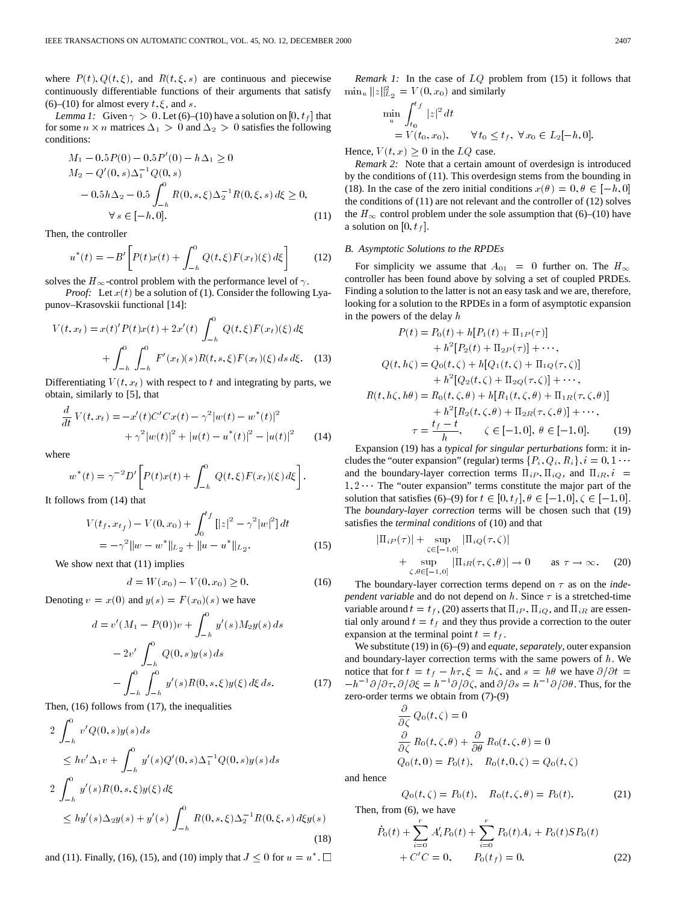where $P(t), Q(t, \xi)$, and $R(t, \xi, s)$ are continuous and piecewise continuously differentiable functions of their arguments that satisfy (6)–(10) for almost every $t, \xi$, and $s$.

*Lemma 1:* Given $\gamma > 0$. Let (6)–(10) have a solution on $[0, t_f]$ that for some $n \times n$ matrices $\Delta_1 > 0$ and $\Delta_2 > 0$ satisfies the following conditions:

$$
\begin{aligned}
&M_1 - 0.5P(0) - 0.5P'(0) - h\Delta_1 \geq 0 \\
&M_2 - Q'(0, s)\Delta_1^{-1}Q(0, s) \\
&\quad - 0.5h\Delta_2 - 0.5\int_{-h}^{0} R(0, s, \xi)\Delta_2^{-1}R(0, \xi, s)\, d\xi \geq 0, \\
&\quad \forall s \in [-h, 0]. \qquad (11)
\end{aligned}
$$

Then, the controller

$$
u^*(t) = -B'\left[P(t)x(t) + \int_{-h}^{0} Q(t, \xi)F(x_t)(\xi)\, d\xi\right] \qquad (12)
$$

solves the $H_\infty$-control problem with the performance level of $\gamma$.

*Proof:* Let $x(t)$ be a solution of (1). Consider the following Lyapunov–Krasovskii functional [14]:

$$
\begin{aligned}
V(t, x_t) &= x(t)'P(t)x(t) + 2x'(t)\int_{-h}^{0} Q(t, \xi)F(x_t)(\xi)\, d\xi \\
&\quad + \int_{-h}^{0}\int_{-h}^{0} F'(x_t)(s)R(t, s, \xi)F(x_t)(\xi)\, ds\, d\xi. \qquad (13)
\end{aligned}
$$

Differentiating $V(t, x_t)$ with respect to $t$ and integrating by parts, we obtain, similarly to [5], that

$$
\begin{aligned}
\frac{d}{dt}V(t, x_t) &= -x'(t)C'Cx(t) - \gamma^2|w(t) - w^*(t)|^2 \\
&\quad + \gamma^2|w(t)|^2 + |u(t) - u^*(t)|^2 - |u(t)|^2 \qquad (14)
\end{aligned}
$$

where

$$
w^*(t) = \gamma^{-2}D'\left[P(t)x(t) + \int_{-h}^{0} Q(t, \xi)F(x_t)(\xi)\, d\xi\right].
$$

It follows from (14) that

$$
\begin{aligned}
V(t_f, x_{t_f}) - V(0, x_0) &+ \int_{0}^{t_f}\left[|z|^2 - \gamma^2|w|^2\right] dt \\
&= -\gamma^2\|w - w^*\|_{L_2} + \|u - u^*\|_{L_2}. \qquad (15)
\end{aligned}
$$

We show next that (11) implies

$$
d = W(x_0) - V(0, x_0) \geq 0. \qquad (16)
$$

Denoting $v = x(0)$ and $y(s) = F(x_0)(s)$ we have

$$
\begin{aligned}
d &= v'(M_1 - P(0))v + \int_{-h}^{0} y'(s)M_2y(s)\, ds \\
&\quad - 2v'\int_{-h}^{0} Q(0, s)y(s)\, ds \\
&\quad - \int_{-h}^{0}\int_{-h}^{0} y'(s)R(0, s, \xi)y(\xi)\, d\xi\, ds. \qquad (17)
\end{aligned}
$$

Then, (16) follows from (17), the inequalities

$$
\begin{aligned}
&2\int_{-h}^{0} v'Q(0, s)y(s)\, ds \\
&\quad \leq hv'\Delta_1 v + \int_{-h}^{0} y'(s)Q'(0, s)\Delta_1^{-1}Q(0, s)y(s)\, ds \\
&2\int_{-h}^{0} y'(s)R(0, s, \xi)y(\xi)\, d\xi \\
&\quad \leq hy'(s)\Delta_2 y(s) + y'(s)\int_{-h}^{0} R(0, s, \xi)\Delta_2^{-1}R(0, \xi, s)\, d\xi\, y(s) \qquad (18)
\end{aligned}
$$

and (11). Finally, (16), (15), and (10) imply that $J \leq 0$ for $u = u^*$. □

*Remark 1:* In the case of $LQ$ problem from (15) it follows that $\min_u \|z\|_{L_2}^2 = V(0, x_0)$ and similarly

$$
\begin{aligned}
&\min_u \int_{t_0}^{t_f} |z|^2\, dt \\
&\quad = V(t_0, x_0), \qquad \forall t_0 \leq t_f,\ \forall x_0 \in L_2[-h, 0].
\end{aligned}
$$

Hence, $V(t, x) \geq 0$ in the $LQ$ case.

*Remark 2:* Note that a certain amount of overdesign is introduced by the conditions of (11). This overdesign stems from the bounding in (18). In the case of the zero initial conditions $x(\theta) = 0, \theta \in [-h, 0]$ the conditions of (11) are not relevant and the controller of (12) solves the $H_\infty$ control problem under the sole assumption that (6)–(10) have a solution on $[0, t_f]$.

### B. Asymptotic Solutions to the RPDEs

For simplicity we assume that $A_{01} = 0$ further on. The $H_\infty$ controller has been found above by solving a set of coupled PRDEs. Finding a solution to the latter is not an easy task and we are, therefore, looking for a solution to the RPDEs in a form of asymptotic expansion in the powers of the delay $h$

$$
\begin{aligned}
P(t) &= P_0(t) + h[P_1(t) + \Pi_{1P}(\tau)] \\
&\quad + h^2[P_2(t) + \Pi_{2P}(\tau)] + \cdots, \\
Q(t, h\zeta) &= Q_0(t, \zeta) + h[Q_1(t, \zeta) + \Pi_{1Q}(\tau, \zeta)] \\
&\quad + h^2[Q_2(t, \zeta) + \Pi_{2Q}(\tau, \zeta)] + \cdots, \\
R(t, h\zeta, h\theta) &= R_0(t, \zeta, \theta) + h[R_1(t, \zeta, \theta) + \Pi_{1R}(\tau, \zeta, \theta)] \\
&\quad + h^2[R_2(t, \zeta, \theta) + \Pi_{2R}(\tau, \zeta, \theta)] + \cdots, \\
\tau &= \frac{t_f - t}{h}, \qquad \zeta \in [-1, 0],\ \theta \in [-1, 0]. \qquad (19)
\end{aligned}
$$

Expansion (19) has a *typical for singular perturbations* form: it includes the "outer expansion" (regular) terms $\{P_i, Q_i, R_i\}, i = 0, 1 \cdots$ and the boundary-layer correction terms $\Pi_{iP}, \Pi_{iQ}$, and $\Pi_{iR}, i = 1, 2 \cdots$ The "outer expansion" terms constitute the major part of the solution that satisfies (6)–(9) for $t \in [0, t_f], \theta \in [-1, 0], \zeta \in [-1, 0]$. The *boundary-layer correction* terms will be chosen such that (19) satisfies the *terminal conditions* of (10) and that

$$
\begin{aligned}
|\Pi_{iP}(\tau)| &+ \sup_{\zeta \in [-1, 0]} |\Pi_{iQ}(\tau, \zeta)| \\
&+ \sup_{\zeta, \theta \in [-1, 0]} |\Pi_{iR}(\tau, \zeta, \theta)| \to 0 \qquad \text{as } \tau \to \infty. \qquad (20)
\end{aligned}
$$

The boundary-layer correction terms depend on $\tau$ as on the *independent variable* and do not depend on $h$. Since $\tau$ is a stretched-time variable around $t = t_f$, (20) asserts that $\Pi_{iP}, \Pi_{iQ}$, and $\Pi_{iR}$ are essential only around $t = t_f$ and they thus provide a correction to the outer expansion at the terminal point $t = t_f$.

We substitute (19) in (6)–(9) and *equate, separately*, outer expansion and boundary-layer correction terms with the same powers of $h$. We notice that for $t = t_f - h\tau, \xi = h\zeta$, and $s = h\theta$ we have $\partial/\partial t = -h^{-1}\partial/\partial\tau, \partial/\partial\xi = h^{-1}\partial/\partial\zeta$, and $\partial/\partial s = h^{-1}\partial/\partial\theta$. Thus, for the zero-order terms we obtain from (7)-(9)

$$
\begin{aligned}
&\frac{\partial}{\partial\zeta}Q_0(t, \zeta) = 0 \\
&\frac{\partial}{\partial\zeta}R_0(t, \zeta, \theta) + \frac{\partial}{\partial\theta}R_0(t, \zeta, \theta) = 0 \\
&Q_0(t, 0) = P_0(t), \quad R_0(t, 0, \zeta) = Q_0(t, \zeta)
\end{aligned}
$$

and hence

$$
Q_0(t, \zeta) = P_0(t), \quad R_0(t, \zeta, \theta) = P_0(t). \qquad (21)
$$

Then, from (6), we have

$$
\begin{aligned}
\dot{P}_0(t) &+ \sum_{i=0}^{r} A_i'P_0(t) + \sum_{i=0}^{r} P_0(t)A_i + P_0(t)SP_0(t) \\
&+ C'C = 0, \qquad P_0(t_f) = 0. \qquad (22)
\end{aligned}
$$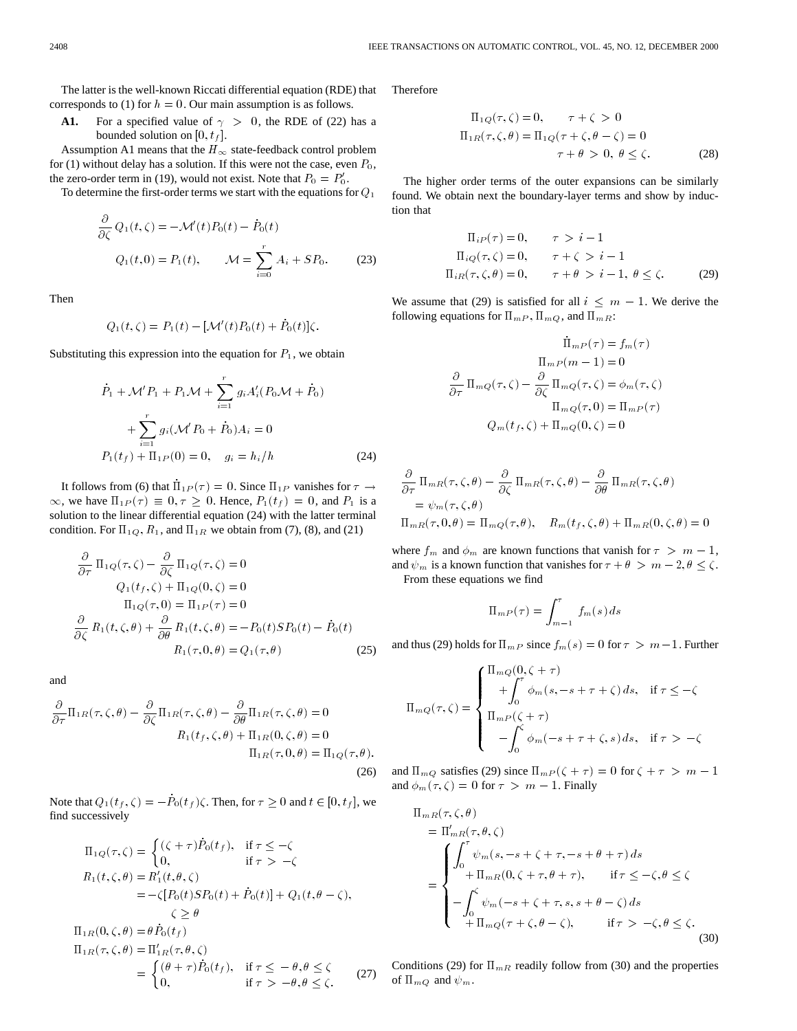The latter is the well-known Riccati differential equation (RDE) that corresponds to (1) for $h = 0$. Our main assumption is as follows.

**A1.** For a specified value of $\gamma > 0$, the RDE of (22) has a bounded solution on $[0, t_f]$.

Assumption A1 means that the $H_\infty$ state-feedback control problem for (1) without delay has a solution. If this were not the case, even $P_0$, the zero-order term in (19), would not exist. Note that $P_0 = P_0'$.

To determine the first-order terms we start with the equations for $Q_1$

$$\frac{\partial}{\partial \zeta} Q_1(t, \zeta) = -\mathcal{M}'(t)P_0(t) - \dot{P}_0(t)$$
$$Q_1(t, 0) = P_1(t), \qquad \mathcal{M} = \sum_{i=0}^{r} A_i + SP_0. \tag{23}$$

Then

$$Q_1(t, \zeta) = P_1(t) - [\mathcal{M}'(t)P_0(t) + \dot{P}_0(t)]\zeta.$$

Substituting this expression into the equation for $P_1$, we obtain

$$\dot{P}_1 + \mathcal{M}'P_1 + P_1\mathcal{M} + \sum_{i=1}^{r} g_i A_i'(P_0\mathcal{M} + \dot{P}_0)$$
$$+ \sum_{i=1}^{r} g_i(\mathcal{M}'P_0 + \dot{P}_0)A_i = 0$$
$$P_1(t_f) + \Pi_{1P}(0) = 0, \quad g_i = h_i/h \tag{24}$$

It follows from (6) that $\dot{\Pi}_{1P}(\tau) = 0$. Since $\Pi_{1P}$ vanishes for $\tau \to \infty$, we have $\Pi_{1P}(\tau) \equiv 0, \tau \geq 0$. Hence, $P_1(t_f) = 0$, and $P_1$ is a solution to the linear differential equation (24) with the latter terminal condition. For $\Pi_{1Q}$, $R_1$, and $\Pi_{1R}$ we obtain from (7), (8), and (21)

$$\frac{\partial}{\partial \tau} \Pi_{1Q}(\tau, \zeta) - \frac{\partial}{\partial \zeta} \Pi_{1Q}(\tau, \zeta) = 0$$
$$Q_1(t_f, \zeta) + \Pi_{1Q}(0, \zeta) = 0$$
$$\Pi_{1Q}(\tau, 0) = \Pi_{1P}(\tau) = 0$$
$$\frac{\partial}{\partial \zeta} R_1(t, \zeta, \theta) + \frac{\partial}{\partial \theta} R_1(t, \zeta, \theta) = -P_0(t)SP_0(t) - \dot{P}_0(t)$$
$$R_1(\tau, 0, \theta) = Q_1(\tau, \theta) \tag{25}$$

and

$$\frac{\partial}{\partial \tau}\Pi_{1R}(\tau, \zeta, \theta) - \frac{\partial}{\partial \zeta}\Pi_{1R}(\tau, \zeta, \theta) - \frac{\partial}{\partial \theta}\Pi_{1R}(\tau, \zeta, \theta) = 0$$
$$R_1(t_f, \zeta, \theta) + \Pi_{1R}(0, \zeta, \theta) = 0$$
$$\Pi_{1R}(\tau, 0, \theta) = \Pi_{1Q}(\tau, \theta). \tag{26}$$

Note that $Q_1(t_f, \zeta) = -\dot{P}_0(t_f)\zeta$. Then, for $\tau \geq 0$ and $t \in [0, t_f]$, we find successively

$$\Pi_{1Q}(\tau, \zeta) = \begin{cases} (\zeta + \tau)\dot{P}_0(t_f), & \text{if } \tau \leq -\zeta \\ 0, & \text{if } \tau > -\zeta \end{cases}$$
$$R_1(t, \zeta, \theta) = R_1'(t, \theta, \zeta)$$
$$= -\zeta[P_0(t)SP_0(t) + \dot{P}_0(t)] + Q_1(t, \theta - \zeta), \quad \zeta \geq \theta$$
$$\Pi_{1R}(0, \zeta, \theta) = \theta\dot{P}_0(t_f)$$
$$\Pi_{1R}(\tau, \zeta, \theta) = \Pi_{1R}'(\tau, \theta, \zeta)$$
$$= \begin{cases} (\theta + \tau)\dot{P}_0(t_f), & \text{if } \tau \leq -\theta, \theta \leq \zeta \\ 0, & \text{if } \tau > -\theta, \theta \leq \zeta. \end{cases} \tag{27}$$

Therefore

$$\Pi_{1Q}(\tau, \zeta) = 0, \qquad \tau + \zeta > 0$$
$$\Pi_{1R}(\tau, \zeta, \theta) = \Pi_{1Q}(\tau + \zeta, \theta - \zeta) = 0$$
$$\tau + \theta > 0, \ \theta \leq \zeta. \tag{28}$$

The higher order terms of the outer expansions can be similarly found. We obtain next the boundary-layer terms and show by induction that

$$\Pi_{iP}(\tau) = 0, \qquad \tau > i - 1$$
$$\Pi_{iQ}(\tau, \zeta) = 0, \qquad \tau + \zeta > i - 1$$
$$\Pi_{iR}(\tau, \zeta, \theta) = 0, \qquad \tau + \theta > i - 1, \ \theta \leq \zeta. \tag{29}$$

We assume that (29) is satisfied for all $i \leq m - 1$. We derive the following equations for $\Pi_{mP}$, $\Pi_{mQ}$, and $\Pi_{mR}$:

$$\dot{\Pi}_{mP}(\tau) = f_m(\tau)$$
$$\Pi_{mP}(m - 1) = 0$$
$$\frac{\partial}{\partial \tau} \Pi_{mQ}(\tau, \zeta) - \frac{\partial}{\partial \zeta} \Pi_{mQ}(\tau, \zeta) = \phi_m(\tau, \zeta)$$
$$\Pi_{mQ}(\tau, 0) = \Pi_{mP}(\tau)$$
$$Q_m(t_f, \zeta) + \Pi_{mQ}(0, \zeta) = 0$$

$$\frac{\partial}{\partial \tau} \Pi_{mR}(\tau, \zeta, \theta) - \frac{\partial}{\partial \zeta} \Pi_{mR}(\tau, \zeta, \theta) - \frac{\partial}{\partial \theta} \Pi_{mR}(\tau, \zeta, \theta)$$
$$= \psi_m(\tau, \zeta, \theta)$$
$$\Pi_{mR}(\tau, 0, \theta) = \Pi_{mQ}(\tau, \theta), \quad R_m(t_f, \zeta, \theta) + \Pi_{mR}(0, \zeta, \theta) = 0$$

where $f_m$ and $\phi_m$ are known functions that vanish for $\tau > m - 1$, and $\psi_m$ is a known function that vanishes for $\tau + \theta > m - 2, \theta \leq \zeta$.

From these equations we find

$$\Pi_{mP}(\tau) = \int_{m-1}^{\tau} f_m(s)\, ds$$

and thus (29) holds for $\Pi_{mP}$ since $f_m(s) = 0$ for $\tau > m-1$. Further

$$\Pi_{mQ}(\tau, \zeta) = \begin{cases} \Pi_{mQ}(0, \zeta + \tau) \\ \quad + \displaystyle\int_0^{\tau} \phi_m(s, -s + \tau + \zeta)\, ds, & \text{if } \tau \leq -\zeta \\ \Pi_{mP}(\zeta + \tau) \\ \quad - \displaystyle\int_0^{\zeta} \phi_m(-s + \tau + \zeta, s)\, ds, & \text{if } \tau > -\zeta \end{cases}$$

and $\Pi_{mQ}$ satisfies (29) since $\Pi_{mP}(\zeta + \tau) = 0$ for $\zeta + \tau > m - 1$ and $\phi_m(\tau, \zeta) = 0$ for $\tau > m - 1$. Finally

$$\Pi_{mR}(\tau, \zeta, \theta)$$
$$= \Pi_{mR}'(\tau, \theta, \zeta)$$
$$= \begin{cases} \displaystyle\int_0^{\tau} \psi_m(s, -s + \zeta + \tau, -s + \theta + \tau)\, ds \\ \quad + \Pi_{mR}(0, \zeta + \tau, \theta + \tau), & \text{if } \tau \leq -\zeta, \theta \leq \zeta \\ -\displaystyle\int_0^{\zeta} \psi_m(-s + \zeta + \tau, s, s + \theta - \zeta)\, ds \\ \quad + \Pi_{mQ}(\tau + \zeta, \theta - \zeta), & \text{if } \tau > -\zeta, \theta \leq \zeta. \end{cases} \tag{30}$$

Conditions (29) for $\Pi_{mR}$ readily follow from (30) and the properties of $\Pi_{mQ}$ and $\psi_m$.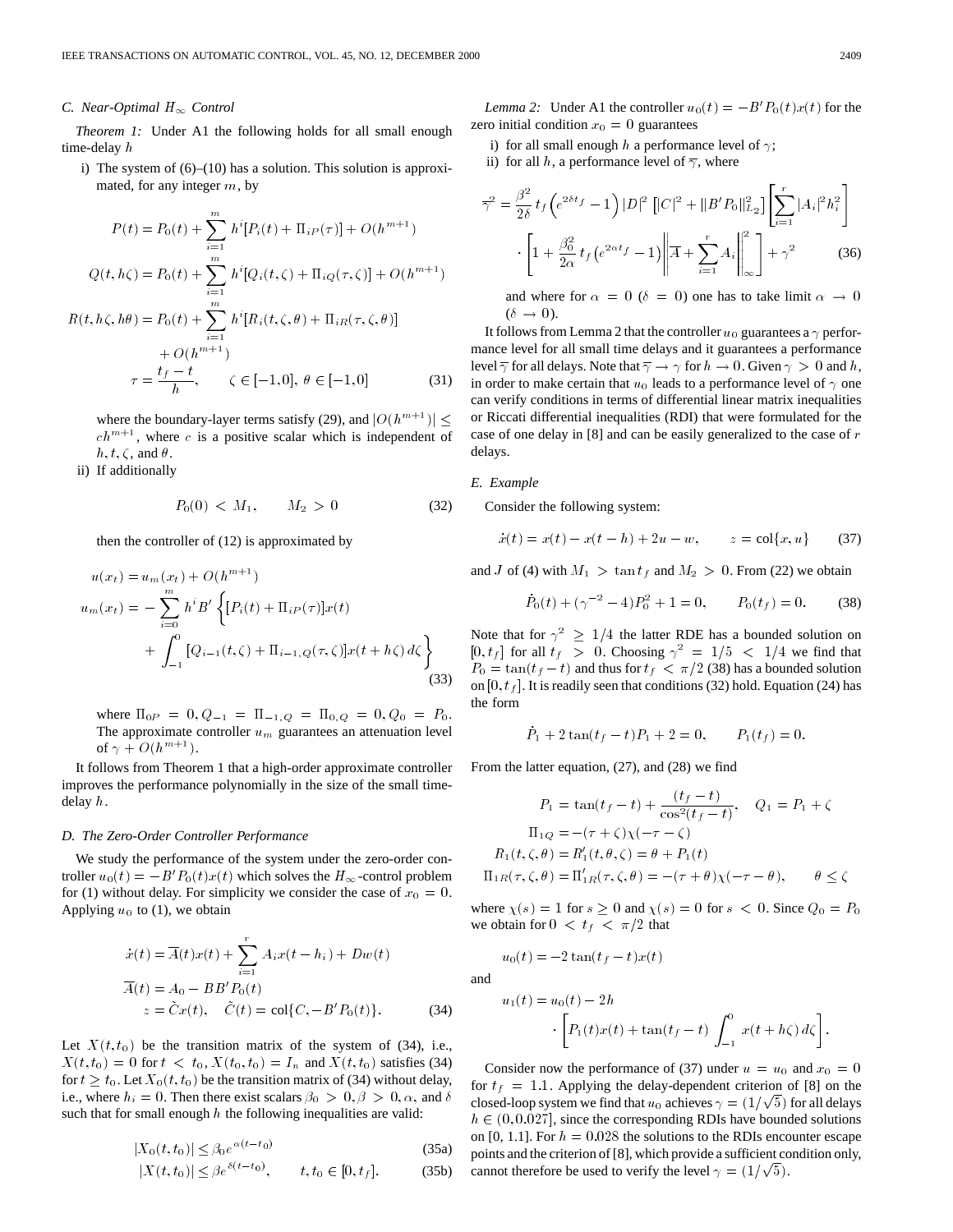### C. Near-Optimal $H_\infty$ Control

*Theorem 1:* Under A1 the following holds for all small enough time-delay $h$

i) The system of (6)–(10) has a solution. This solution is approximated, for any integer $m$, by

$$
\begin{aligned}
P(t) &= P_0(t) + \sum_{i=1}^{m} h^i [P_i(t) + \Pi_{iP}(\tau)] + O(h^{m+1}) \\
Q(t, h\zeta) &= P_0(t) + \sum_{i=1}^{m} h^i [Q_i(t,\zeta) + \Pi_{iQ}(\tau,\zeta)] + O(h^{m+1}) \\
R(t, h\zeta, h\theta) &= P_0(t) + \sum_{i=1}^{m} h^i [R_i(t,\zeta,\theta) + \Pi_{iR}(\tau,\zeta,\theta)] \\
&\quad + O(h^{m+1}) \\
\tau &= \frac{t_f - t}{h}, \qquad \zeta \in [-1, 0],\ \theta \in [-1, 0]
\end{aligned} \tag{31}
$$

where the boundary-layer terms satisfy (29), and $|O(h^{m+1})| \le ch^{m+1}$, where $c$ is a positive scalar which is independent of $h, t, \zeta$, and $\theta$.

ii) If additionally

$$
P_0(0) < M_1, \qquad M_2 > 0 \tag{32}
$$

then the controller of (12) is approximated by

$$
\begin{aligned}
u(x_t) &= u_m(x_t) + O(h^{m+1}) \\
u_m(x_t) &= -\sum_{i=0}^{m} h^i B' \left\{ [P_i(t) + \Pi_{iP}(\tau)]x(t) \right. \\
&\quad \left. + \int_{-1}^{0} [Q_{i-1}(t,\zeta) + \Pi_{i-1,Q}(\tau,\zeta)] x(t + h\zeta)\, d\zeta \right\}
\end{aligned} \tag{33}
$$

where $\Pi_{0P} = 0, Q_{-1} = \Pi_{-1,Q} = \Pi_{0,Q} = 0, Q_0 = P_0$. The approximate controller $u_m$ guarantees an attenuation level of $\gamma + O(h^{m+1})$.

It follows from Theorem 1 that a high-order approximate controller improves the performance polynomially in the size of the small time-delay $h$.

### D. The Zero-Order Controller Performance

We study the performance of the system under the zero-order controller $u_0(t) = -B'P_0(t)x(t)$ which solves the $H_\infty$-control problem for (1) without delay. For simplicity we consider the case of $x_0 = 0$. Applying $u_0$ to (1), we obtain

$$
\begin{aligned}
\dot{x}(t) &= \overline{A}(t)x(t) + \sum_{i=1}^{r} A_i x(t - h_i) + Dw(t) \\
\overline{A}(t) &= A_0 - BB'P_0(t) \\
z &= \tilde{C}x(t), \quad \tilde{C}(t) = \text{col}\{C, -B'P_0(t)\}.
\end{aligned} \tag{34}
$$

Let $X(t, t_0)$ be the transition matrix of the system of (34), i.e., $X(t, t_0) = 0$ for $t < t_0$, $X(t_0, t_0) = I_n$ and $X(t, t_0)$ satisfies (34) for $t \ge t_0$. Let $X_0(t, t_0)$ be the transition matrix of (34) without delay, i.e., where $h_i = 0$. Then there exist scalars $\beta_0 > 0, \beta > 0, \alpha$, and $\delta$ such that for small enough $h$ the following inequalities are valid:

$$
|X_0(t, t_0)| \le \beta_0 e^{\alpha(t - t_0)} \tag{35a}
$$

$$
|X(t, t_0)| \le \beta e^{\delta(t - t_0)}, \qquad t, t_0 \in [0, t_f]. \tag{35b}
$$

*Lemma 2:* Under A1 the controller $u_0(t) = -B'P_0(t)x(t)$ for the zero initial condition $x_0 = 0$ guarantees

i) for all small enough $h$ a performance level of $\gamma$;

ii) for all $h$, a performance level of $\overline{\gamma}$, where

$$
\begin{aligned}
\overline{\gamma}^2 &= \frac{\beta^2}{2\delta} t_f \left(e^{2\delta t_f} - 1\right) |D|^2 \left[|C|^2 + \|B'P_0\|_{L_2}^2\right] \left[\sum_{i=1}^{r} |A_i|^2 h_i^2\right] \\
&\quad \cdot \left[1 + \frac{\beta_0^2}{2\alpha} t_f \left(e^{2\alpha t_f} - 1\right) \left\| \overline{A} + \sum_{i=1}^{r} A_i \right\|_\infty^2 \right] + \gamma^2
\end{aligned} \tag{36}
$$

and where for $\alpha = 0$ ($\delta = 0$) one has to take limit $\alpha \to 0$ ($\delta \to 0$).

It follows from Lemma 2 that the controller $u_0$ guarantees a $\gamma$ performance level for all small time delays and it guarantees a performance level $\overline{\gamma}$ for all delays. Note that $\overline{\gamma} \to \gamma$ for $h \to 0$. Given $\gamma > 0$ and $h$, in order to make certain that $u_0$ leads to a performance level of $\gamma$ one can verify conditions in terms of differential linear matrix inequalities or Riccati differential inequalities (RDI) that were formulated for the case of one delay in [8] and can be easily generalized to the case of $r$ delays.

### E. Example

Consider the following system:

$$
\dot{x}(t) = x(t) - x(t - h) + 2u - w, \qquad z = \text{col}\{x, u\} \tag{37}
$$

and $J$ of (4) with $M_1 > \tan t_f$ and $M_2 > 0$. From (22) we obtain

$$
\dot{P}_0(t) + (\gamma^{-2} - 4)P_0^2 + 1 = 0, \qquad P_0(t_f) = 0. \tag{38}
$$

Note that for $\gamma^2 \ge 1/4$ the latter RDE has a bounded solution on $[0, t_f]$ for all $t_f > 0$. Choosing $\gamma^2 = 1/5 < 1/4$ we find that $P_0 = \tan(t_f - t)$ and thus for $t_f < \pi/2$ (38) has a bounded solution on $[0, t_f]$. It is readily seen that conditions (32) hold. Equation (24) has the form

$$
\dot{P}_1 + 2\tan(t_f - t)P_1 + 2 = 0, \qquad P_1(t_f) = 0.
$$

From the latter equation, (27), and (28) we find

$$
\begin{aligned}
P_1 &= \tan(t_f - t) + \frac{(t_f - t)}{\cos^2(t_f - t)}, \quad Q_1 = P_1 + \zeta \\
\Pi_{1Q} &= -(\tau + \zeta)\chi(-\tau - \zeta) \\
R_1(t, \zeta, \theta) &= R_1'(t, \theta, \zeta) = \theta + P_1(t) \\
\Pi_{1R}(\tau, \zeta, \theta) &= \Pi_{1R}'(\tau, \zeta, \theta) = -(\tau + \theta)\chi(-\tau - \theta), \qquad \theta \le \zeta
\end{aligned}
$$

where $\chi(s) = 1$ for $s \ge 0$ and $\chi(s) = 0$ for $s < 0$. Since $Q_0 = P_0$ we obtain for $0 < t_f < \pi/2$ that

$$
u_0(t) = -2\tan(t_f - t)x(t)
$$

and

$$
u_1(t) = u_0(t) - 2h \cdot \left[P_1(t)x(t) + \tan(t_f - t) \int_{-1}^{0} x(t + h\zeta)\, d\zeta\right].
$$

Consider now the performance of (37) under $u = u_0$ and $x_0 = 0$ for $t_f = 1.1$. Applying the delay-dependent criterion of [8] on the closed-loop system we find that $u_0$ achieves $\gamma = (1/\sqrt{5})$ for all delays $h \in (0, 0.027]$, since the corresponding RDIs have bounded solutions on [0, 1.1]. For $h = 0.028$ the solutions to the RDIs encounter escape points and the criterion of [8], which provide a sufficient condition only, cannot therefore be used to verify the level $\gamma = (1/\sqrt{5})$.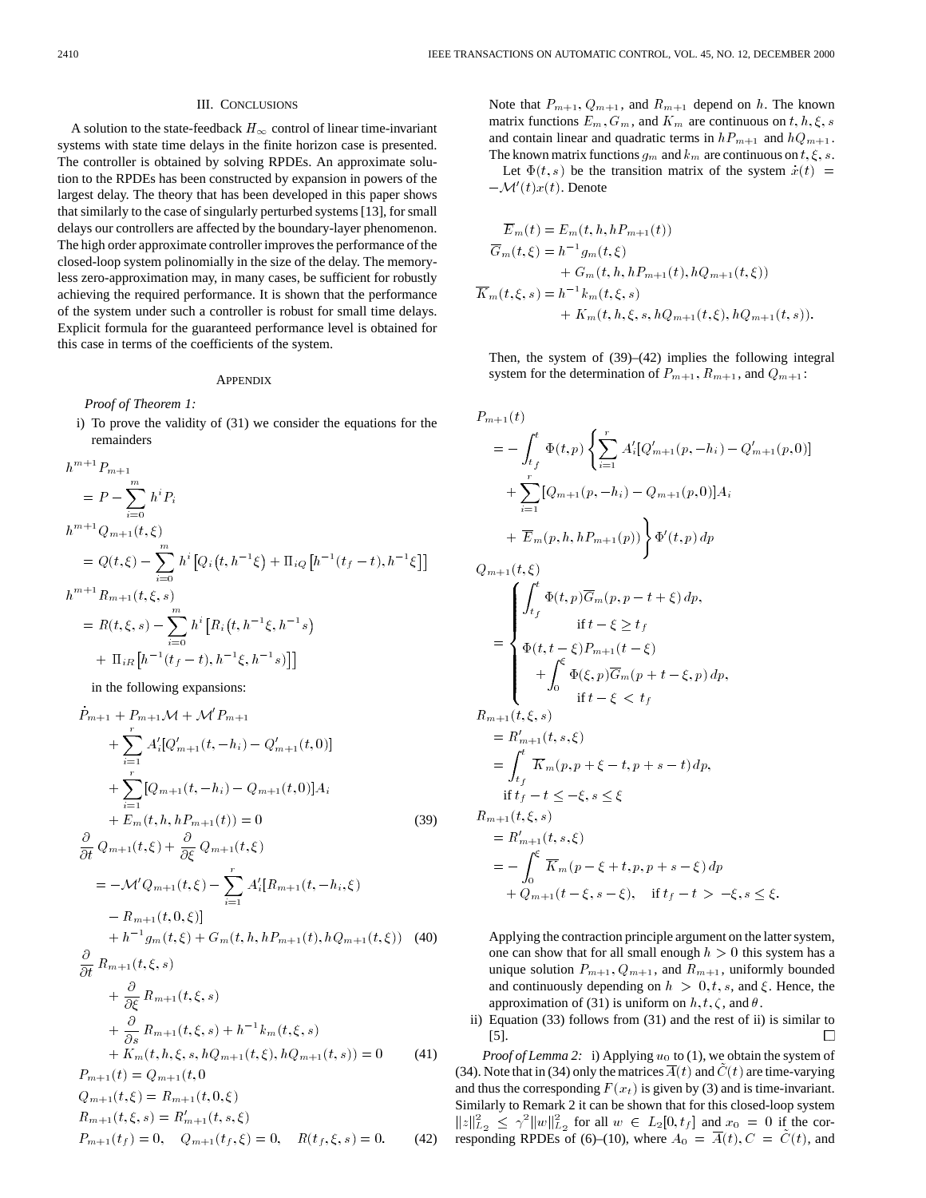## III. CONCLUSIONS

A solution to the state-feedback $H_\infty$ control of linear time-invariant systems with state time delays in the finite horizon case is presented. The controller is obtained by solving RPDEs. An approximate solution to the RPDEs has been constructed by expansion in powers of the largest delay. The theory that has been developed in this paper shows that similarly to the case of singularly perturbed systems [13], for small delays our controllers are affected by the boundary-layer phenomenon. The high order approximate controller improves the performance of the closed-loop system polinomially in the size of the delay. The memoryless zero-approximation may, in many cases, be sufficient for robustly achieving the required performance. It is shown that the performance of the system under such a controller is robust for small time delays. Explicit formula for the guaranteed performance level is obtained for this case in terms of the coefficients of the system.

## APPENDIX

*Proof of Theorem 1:*

i) To prove the validity of (31) we consider the equations for the remainders

$$
\begin{aligned}
&h^{m+1}P_{m+1} \\
&\quad = P - \sum_{i=0}^{m} h^i P_i \\
&h^{m+1}Q_{m+1}(t,\xi) \\
&\quad = Q(t,\xi) - \sum_{i=0}^{m} h^i \left[Q_i\left(t, h^{-1}\xi\right) + \Pi_{iQ}\left[h^{-1}(t_f - t), h^{-1}\xi\right]\right] \\
&h^{m+1}R_{m+1}(t,\xi,s) \\
&\quad = R(t,\xi,s) - \sum_{i=0}^{m} h^i \left[R_i\left(t, h^{-1}\xi, h^{-1}s\right)\right. \\
&\qquad \left. + \Pi_{iR}\left[h^{-1}(t_f - t), h^{-1}\xi, h^{-1}s\right]\right]
\end{aligned}
$$

in the following expansions:

$$
\begin{aligned}
&\dot{P}_{m+1} + P_{m+1}\mathcal{M} + \mathcal{M}'P_{m+1} \\
&\quad + \sum_{i=1}^{r} A_i'[Q_{m+1}'(t,-h_i) - Q_{m+1}'(t,0)] \\
&\quad + \sum_{i=1}^{r} [Q_{m+1}(t,-h_i) - Q_{m+1}(t,0)]A_i \\
&\quad + E_m(t,h,hP_{m+1}(t)) = 0 \qquad (39)
\end{aligned}
$$

$$
\begin{aligned}
&\frac{\partial}{\partial t} Q_{m+1}(t,\xi) + \frac{\partial}{\partial \xi} Q_{m+1}(t,\xi) \\
&\quad = -\mathcal{M}'Q_{m+1}(t,\xi) - \sum_{i=1}^{r} A_i'[R_{m+1}(t,-h_i,\xi) \\
&\qquad - R_{m+1}(t,0,\xi)] \\
&\qquad + h^{-1}g_m(t,\xi) + G_m(t,h,hP_{m+1}(t),hQ_{m+1}(t,\xi)) \qquad (40)
\end{aligned}
$$

$$
\begin{aligned}
&\frac{\partial}{\partial t} R_{m+1}(t,\xi,s) \\
&\quad + \frac{\partial}{\partial \xi} R_{m+1}(t,\xi,s) \\
&\quad + \frac{\partial}{\partial s} R_{m+1}(t,\xi,s) + h^{-1}k_m(t,\xi,s) \\
&\quad + K_m(t,h,\xi,s,hQ_{m+1}(t,\xi),hQ_{m+1}(t,s)) = 0 \qquad (41)
\end{aligned}
$$

$$
\begin{aligned}
&P_{m+1}(t) = Q_{m+1}(t,0 \\
&Q_{m+1}(t,\xi) = R_{m+1}(t,0,\xi) \\
&R_{m+1}(t,\xi,s) = R_{m+1}'(t,s,\xi) \\
&P_{m+1}(t_f) = 0, \quad Q_{m+1}(t_f,\xi) = 0, \quad R(t_f,\xi,s) = 0. \qquad (42)
\end{aligned}
$$

Note that $P_{m+1}$, $Q_{m+1}$, and $R_{m+1}$ depend on $h$. The known matrix functions $E_m, G_m$, and $K_m$ are continuous on $t, h, \xi, s$ and contain linear and quadratic terms in $hP_{m+1}$ and $hQ_{m+1}$. The known matrix functions $g_m$ and $k_m$ are continuous on $t, \xi, s$.

Let $\Phi(t,s)$ be the transition matrix of the system $\dot{x}(t) = -\mathcal{M}'(t)x(t)$. Denote

$$
\begin{aligned}
\overline{E}_m(t) &= E_m(t,h,hP_{m+1}(t)) \\
\overline{G}_m(t,\xi) &= h^{-1}g_m(t,\xi) \\
&\quad + G_m(t,h,hP_{m+1}(t),hQ_{m+1}(t,\xi)) \\
\overline{K}_m(t,\xi,s) &= h^{-1}k_m(t,\xi,s) \\
&\quad + K_m(t,h,\xi,s,hQ_{m+1}(t,\xi),hQ_{m+1}(t,s)).
\end{aligned}
$$

Then, the system of (39)–(42) implies the following integral system for the determination of $P_{m+1}$, $R_{m+1}$, and $Q_{m+1}$:

$$
\begin{aligned}
&P_{m+1}(t) \\
&\quad = -\int_{t_f}^{t} \Phi(t,p)\left\{\sum_{i=1}^{r} A_i'[Q_{m+1}'(p,-h_i) - Q_{m+1}'(p,0)]\right. \\
&\qquad + \sum_{i=1}^{r}[Q_{m+1}(p,-h_i) - Q_{m+1}(p,0)]A_i \\
&\qquad \left. + \overline{E}_m(p,h,hP_{m+1}(p))\right\}\Phi'(t,p)\,dp
\end{aligned}
$$

$$
Q_{m+1}(t,\xi) = \begin{cases}
\displaystyle\int_{t_f}^{t} \Phi(t,p)\overline{G}_m(p,p-t+\xi)\,dp, \\
\qquad\qquad \text{if } t-\xi \geq t_f \\
\Phi(t,t-\xi)P_{m+1}(t-\xi) \\
\quad \displaystyle + \int_0^{\xi} \Phi(\xi,p)\overline{G}_m(p+t-\xi,p)\,dp, \\
\qquad\qquad \text{if } t-\xi < t_f
\end{cases}
$$

$$
\begin{aligned}
&R_{m+1}(t,\xi,s) \\
&\quad = R_{m+1}'(t,s,\xi) \\
&\quad = \int_{t_f}^{t} \overline{K}_m(p,p+\xi-t,p+s-t)\,dp, \\
&\qquad \text{if } t_f - t \leq -\xi, s \leq \xi \\
&R_{m+1}(t,\xi,s) \\
&\quad = R_{m+1}'(t,s,\xi) \\
&\quad = -\int_0^{\xi} \overline{K}_m(p-\xi+t,p,p+s-\xi)\,dp \\
&\qquad + Q_{m+1}(t-\xi,s-\xi), \quad \text{if } t_f - t > -\xi, s \leq \xi.
\end{aligned}
$$

Applying the contraction principle argument on the latter system, one can show that for all small enough $h > 0$ this system has a unique solution $P_{m+1}, Q_{m+1}$, and $R_{m+1}$, uniformly bounded and continuously depending on $h > 0, t, s$, and $\xi$. Hence, the approximation of (31) is uniform on $h, t, \zeta$, and $\theta$.

ii) Equation (33) follows from (31) and the rest of ii) is similar to [5]. □

*Proof of Lemma 2:* i) Applying $u_0$ to (1), we obtain the system of (34). Note that in (34) only the matrices $\overline{A}(t)$ and $\hat{C}(t)$ are time-varying and thus the corresponding $F(x_t)$ is given by (3) and is time-invariant. Similarly to Remark 2 it can be shown that for this closed-loop system $\|z\|_{L_2}^2 \leq \gamma^2\|w\|_{L_2}^2$ for all $w \in L_2[0,t_f]$ and $x_0 = 0$ if the corresponding RPDEs of (6)–(10), where $A_0 = \overline{A}(t), C = \hat{C}(t)$, and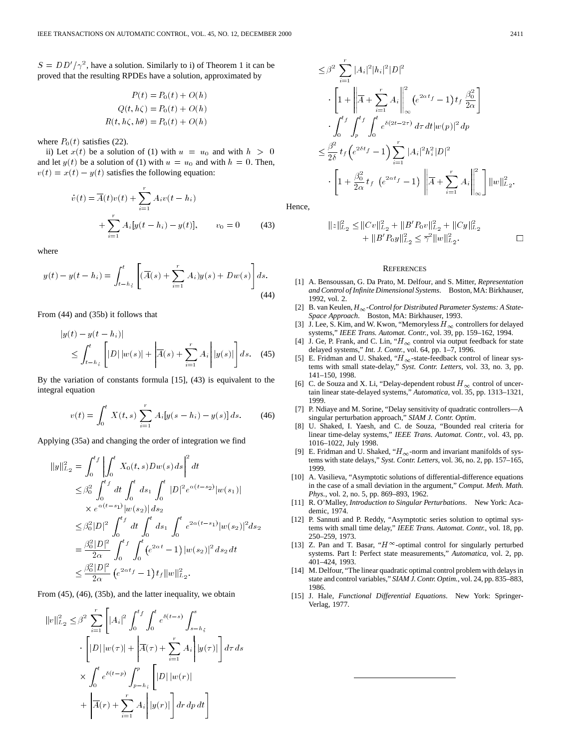$S = DD'/\gamma^2$, have a solution. Similarly to i) of Theorem 1 it can be proved that the resulting RPDEs have a solution, approximated by

$$
\begin{aligned}
P(t) &= P_0(t) + O(h) \\
Q(t, h\zeta) &= P_0(t) + O(h) \\
R(t, h\zeta, h\theta) &= P_0(t) + O(h)
\end{aligned}
$$

where $P_0(t)$ satisfies (22).

ii) Let $x(t)$ be a solution of (1) with $u = u_0$ and with $h > 0$ and let $y(t)$ be a solution of (1) with $u = u_0$ and with $h = 0$. Then, $v(t) = x(t) - y(t)$ satisfies the following equation:

$$
\begin{aligned}
\dot{v}(t) = \overline{A}(t)v(t) + \sum_{i=1}^{r} A_i v(t - h_i) \\
+ \sum_{i=1}^{r} A_i [y(t - h_i) - y(t)], \qquad v_0 = 0 \qquad (43)
\end{aligned}
$$

where

$$
y(t) - y(t - h_i) = \int_{t-h_i}^{t} \left[ (\overline{A}(s) + \sum_{i=1}^{r} A_i) y(s) + Dw(s) \right] ds. \tag{44}
$$

From (44) and (35b) it follows that

$$
\begin{aligned}
&|y(t) - y(t - h_i)| \\
&\leq \int_{t-h_i}^{t} \left[ |D| \, |w(s)| + \left| \overline{A}(s) + \sum_{i=1}^{r} A_i \right| |y(s)| \right] ds. \qquad (45)
\end{aligned}
$$

By the variation of constants formula [15], (43) is equivalent to the integral equation

$$
v(t) = \int_0^t X(t, s) \sum_{i=1}^{r} A_i [y(s - h_i) - y(s)] \, ds. \tag{46}
$$

Applying (35a) and changing the order of integration we find

$$
\begin{aligned}
\|y\|_{L_2}^2 &= \int_0^{t_f} \left| \int_0^t X_0(t, s) Dw(s) \, ds \right|^2 dt \\
&\leq \beta_0^2 \int_0^{t_f} dt \int_0^t ds_1 \int_0^t |D|^2 e^{\alpha(t - s_2)} |w(s_1)| \\
&\quad \times e^{\alpha(t - s_1)} |w(s_2)| \, ds_2 \\
&\leq \beta_0^2 |D|^2 \int_0^{t_f} dt \int_0^t ds_1 \int_0^t e^{2\alpha(t - s_1)} |w(s_2)|^2 ds_2 \\
&= \frac{\beta_0^2 |D|^2}{2\alpha} \int_0^{t_f} \int_0^t \left( e^{2\alpha t} - 1 \right) |w(s_2)|^2 \, ds_2 \, dt \\
&\leq \frac{\beta_0^2 |D|^2}{2\alpha} \left( e^{2\alpha t_f} - 1 \right) t_f \|w\|_{L_2}^2.
\end{aligned}
$$

From (45), (46), (35b), and the latter inequality, we obtain

$$
\begin{aligned}
\|v\|_{L_2}^2 \leq &\beta^2 \sum_{i=1}^{r} \left[ |A_i|^2 \int_0^{t_f} \int_0^t e^{\delta(t-s)} \int_{s-h_i}^{s} \right. \\
&\cdot \left[ |D| \, |w(\tau)| + \left| \overline{A}(\tau) + \sum_{i=1}^{r} A_i \right| |y(\tau)| \right] d\tau \, ds \\
&\times \int_0^t e^{\delta(t-p)} \int_{p-h_i}^{p} \left[ |D| \, |w(r)| \right. \\
&\left. \left. + \left| \overline{A}(r) + \sum_{i=1}^{r} A_i \right| |y(r)| \right] dr \, dp \, dt \right] \\
\leq &\beta^2 \sum_{i=1}^{r} |A_i|^2 |h_i|^2 |D|^2 \\
&\cdot \left[ 1 + \left\| \overline{A} + \sum_{i=1}^{r} A_i \right\|_\infty^2 \left( e^{2\alpha t_f} - 1 \right) t_f \frac{\beta_0^2}{2\alpha} \right] \\
&\cdot \int_0^{t_f} \int_p^{t_f} \int_0^t e^{\delta(2t - 2\tau)} \, d\tau \, dt |w(p)|^2 \, dp \\
\leq &\frac{\beta^2}{2\delta} t_f \left( e^{2\delta t_f} - 1 \right) \sum_{i=1}^{r} |A_i|^2 h_i^2 |D|^2 \\
&\cdot \left[ 1 + \frac{\beta_0^2}{2\alpha} t_f \left( e^{2\alpha t_f} - 1 \right) \left\| \overline{A} + \sum_{i=1}^{r} A_i \right\|_\infty^2 \right] \|w\|_{L_2}^2.
\end{aligned}
$$

Hence,

$$
\begin{aligned}
\|z\|_{L_2}^2 \leq &\|Cv\|_{L_2}^2 + \|B' P_0 v\|_{L_2}^2 + \|Cy\|_{L_2}^2 \\
&+ \|B' P_0 y\|_{L_2}^2 \leq \overline{\gamma}^2 \|w\|_{L_2}^2. \qquad \square
\end{aligned}
$$

## REFERENCES

[1] A. Bensoussan, G. Da Prato, M. Delfour, and S. Mitter, *Representation and Control of Infinite Dimensional Systems*. Boston, MA: Birkhauser, 1992, vol. 2.

[2] B. van Keulen, *$H_\infty$-Control for Distributed Parameter Systems: A State-Space Approach*. Boston, MA: Birkhauser, 1993.

[3] J. Lee, S. Kim, and W. Kwon, "Memoryless $H_\infty$ controllers for delayed systems," *IEEE Trans. Automat. Contr.*, vol. 39, pp. 159–162, 1994.

[4] J. Ge, P. Frank, and C. Lin, "$H_\infty$ control via output feedback for state delayed systems," *Int. J. Contr.*, vol. 64, pp. 1–7, 1996.

[5] E. Fridman and U. Shaked, "$H_\infty$-state-feedback control of linear systems with small state-delay," *Syst. Contr. Letters*, vol. 33, no. 3, pp. 141–150, 1998.

[6] C. de Souza and X. Li, "Delay-dependent robust $H_\infty$ control of uncertain linear state-delayed systems," *Automatica*, vol. 35, pp. 1313–1321, 1999.

[7] P. Ndiaye and M. Sorine, "Delay sensitivity of quadratic controllers—A singular perturbation approach," *SIAM J. Contr. Optim*.

[8] U. Shaked, I. Yaesh, and C. de Souza, "Bounded real criteria for linear time-delay systems," *IEEE Trans. Automat. Contr.*, vol. 43, pp. 1016–1022, July 1998.

[9] E. Fridman and U. Shaked, "$H_\infty$-norm and invariant manifolds of systems with state delays," *Syst. Contr. Letters*, vol. 36, no. 2, pp. 157–165, 1999.

[10] A. Vasilieva, "Asymptotic solutions of differential-difference equations in the case of a small deviation in the argument," *Comput. Meth. Math. Phys.*, vol. 2, no. 5, pp. 869–893, 1962.

[11] R. O'Malley, *Introduction to Singular Perturbations*. New York: Academic, 1974.

[12] P. Sannuti and P. Reddy, "Asymptotic series solution to optimal systems with small time delay," *IEEE Trans. Automat. Contr.*, vol. 18, pp. 250–259, 1973.

[13] Z. Pan and T. Basar, "$H^\infty$-optimal control for singularly perturbed systems. Part I: Perfect state measurements," *Automatica*, vol. 2, pp. 401–424, 1993.

[14] M. Delfour, "The linear quadratic optimal control problem with delays in state and control variables," *SIAM J. Contr. Optim.*, vol. 24, pp. 835–883, 1986.

[15] J. Hale, *Functional Differential Equations*. New York: Springer-Verlag, 1977.